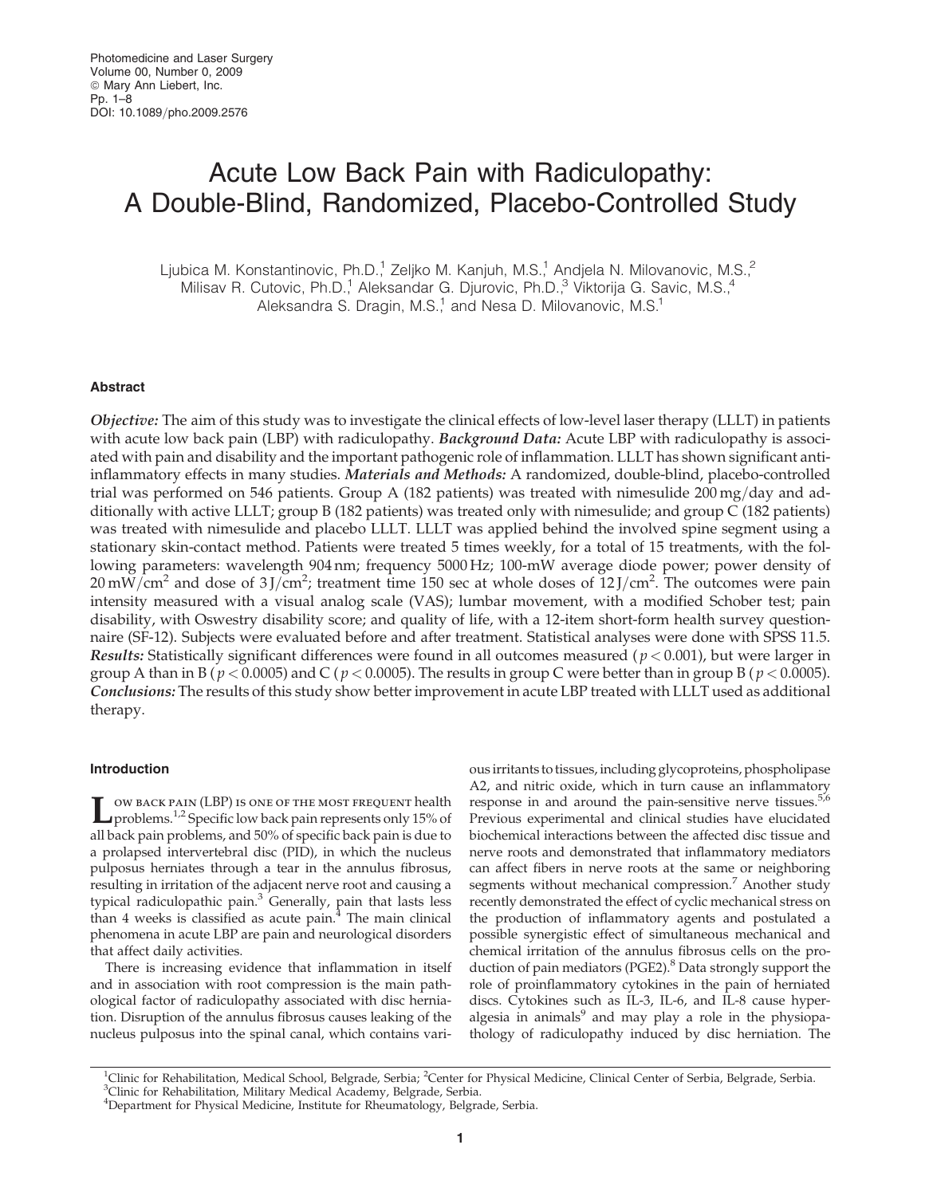# Acute Low Back Pain with Radiculopathy: A Double-Blind, Randomized, Placebo-Controlled Study

Ljubica M. Konstantinovic, Ph.D.,[1] Zeljko M. Kanjuh, M.S.,[1] Andjela N. Milovanovic, M.S.,[2] Milisav R. Cutovic, Ph.D.,[1] Aleksandar G. Djurovic, Ph.D.,[3] Viktorija G. Savic, M.S.,[4] Aleksandra S. Dragin, M.S.,[1] and Nesa D. Milovanovic, M.S.[1]

## Abstract

***Objective:*** The aim of this study was to investigate the clinical effects of low-level laser therapy (LLLT) in patients with acute low back pain (LBP) with radiculopathy. ***Background Data:*** Acute LBP with radiculopathy is associated with pain and disability and the important pathogenic role of inflammation. LLLT has shown significant anti-inflammatory effects in many studies. ***Materials and Methods:*** A randomized, double-blind, placebo-controlled trial was performed on 546 patients. Group A (182 patients) was treated with nimesulide 200 mg/day and additionally with active LLLT; group B (182 patients) was treated only with nimesulide; and group C (182 patients) was treated with nimesulide and placebo LLLT. LLLT was applied behind the involved spine segment using a stationary skin-contact method. Patients were treated 5 times weekly, for a total of 15 treatments, with the following parameters: wavelength 904 nm; frequency 5000 Hz; 100-mW average diode power; power density of 20 mW/cm$^2$ and dose of 3 J/cm$^2$; treatment time 150 sec at whole doses of 12 J/cm$^2$. The outcomes were pain intensity measured with a visual analog scale (VAS); lumbar movement, with a modified Schober test; pain disability, with Oswestry disability score; and quality of life, with a 12-item short-form health survey questionnaire (SF-12). Subjects were evaluated before and after treatment. Statistical analyses were done with SPSS 11.5. ***Results:*** Statistically significant differences were found in all outcomes measured ($p < 0.001$), but were larger in group A than in B ($p < 0.0005$) and C ($p < 0.0005$). The results in group C were better than in group B ($p < 0.0005$). ***Conclusions:*** The results of this study show better improvement in acute LBP treated with LLLT used as additional therapy.

## Introduction

Low back pain (LBP) is one of the most frequent health problems.[1,2] Specific low back pain represents only 15% of all back pain problems, and 50% of specific back pain is due to a prolapsed intervertebral disc (PID), in which the nucleus pulposus herniates through a tear in the annulus fibrosus, resulting in irritation of the adjacent nerve root and causing a typical radiculopathic pain.[3] Generally, pain that lasts less than 4 weeks is classified as acute pain.[4] The main clinical phenomena in acute LBP are pain and neurological disorders that affect daily activities.

There is increasing evidence that inflammation in itself and in association with root compression is the main pathological factor of radiculopathy associated with disc herniation. Disruption of the annulus fibrosus causes leaking of the nucleus pulposus into the spinal canal, which contains various irritants to tissues, including glycoproteins, phospholipase A2, and nitric oxide, which in turn cause an inflammatory response in and around the pain-sensitive nerve tissues.[5,6] Previous experimental and clinical studies have elucidated biochemical interactions between the affected disc tissue and nerve roots and demonstrated that inflammatory mediators can affect fibers in nerve roots at the same or neighboring segments without mechanical compression.[7] Another study recently demonstrated the effect of cyclic mechanical stress on the production of inflammatory agents and postulated a possible synergistic effect of simultaneous mechanical and chemical irritation of the annulus fibrosus cells on the production of pain mediators (PGE2).[8] Data strongly support the role of proinflammatory cytokines in the pain of herniated discs. Cytokines such as IL-3, IL-6, and IL-8 cause hyperalgesia in animals[9] and may play a role in the physiopathology of radiculopathy induced by disc herniation. The

[1]Clinic for Rehabilitation, Medical School, Belgrade, Serbia; [2]Center for Physical Medicine, Clinical Center of Serbia, Belgrade, Serbia.
[3]Clinic for Rehabilitation, Military Medical Academy, Belgrade, Serbia.
[4]Department for Physical Medicine, Institute for Rheumatology, Belgrade, Serbia.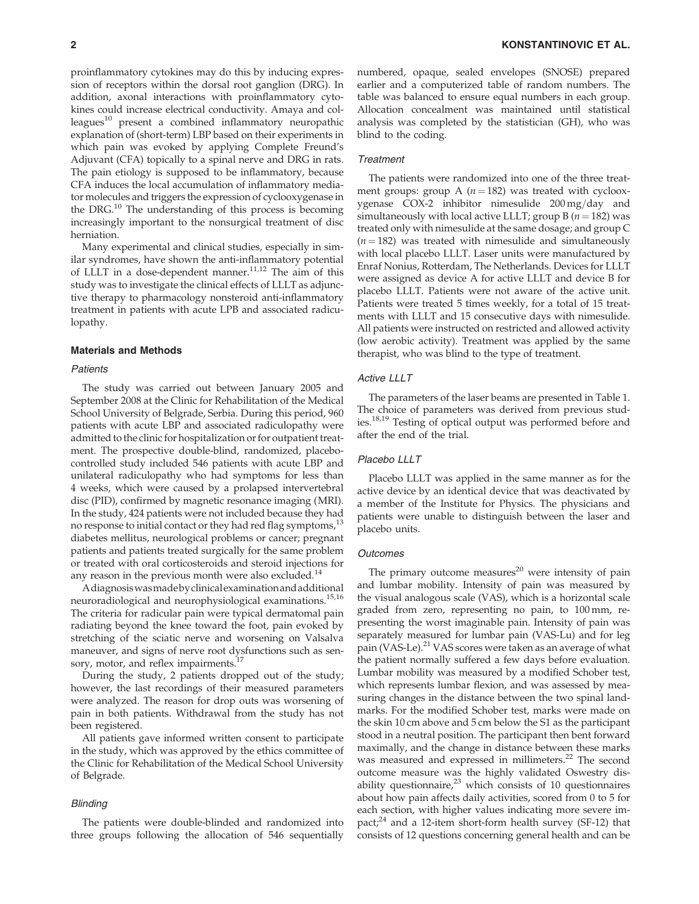proinflammatory cytokines may do this by inducing expression of receptors within the dorsal root ganglion (DRG). In addition, axonal interactions with proinflammatory cytokines could increase electrical conductivity. Amaya and colleagues[10] present a combined inflammatory neuropathic explanation of (short-term) LBP based on their experiments in which pain was evoked by applying Complete Freund's Adjuvant (CFA) topically to a spinal nerve and DRG in rats. The pain etiology is supposed to be inflammatory, because CFA induces the local accumulation of inflammatory mediator molecules and triggers the expression of cyclooxygenase in the DRG.[10] The understanding of this process is becoming increasingly important to the nonsurgical treatment of disc herniation.

Many experimental and clinical studies, especially in similar syndromes, have shown the anti-inflammatory potential of LLLT in a dose-dependent manner.[11,12] The aim of this study was to investigate the clinical effects of LLLT as adjunctive therapy to pharmacology nonsteroid anti-inflammatory treatment in patients with acute LPB and associated radiculopathy.

## Materials and Methods

### *Patients*

The study was carried out between January 2005 and September 2008 at the Clinic for Rehabilitation of the Medical School University of Belgrade, Serbia. During this period, 960 patients with acute LBP and associated radiculopathy were admitted to the clinic for hospitalization or for outpatient treatment. The prospective double-blind, randomized, placebo-controlled study included 546 patients with acute LBP and unilateral radiculopathy who had symptoms for less than 4 weeks, which were caused by a prolapsed intervertebral disc (PID), confirmed by magnetic resonance imaging (MRI). In the study, 424 patients were not included because they had no response to initial contact or they had red flag symptoms,[13] diabetes mellitus, neurological problems or cancer; pregnant patients and patients treated surgically for the same problem or treated with oral corticosteroids and steroid injections for any reason in the previous month were also excluded.[14]

A diagnosis was made by clinical examination and additional neuroradiological and neurophysiological examinations.[15,16] The criteria for radicular pain were typical dermatomal pain radiating beyond the knee toward the foot, pain evoked by stretching of the sciatic nerve and worsening on Valsalva maneuver, and signs of nerve root dysfunctions such as sensory, motor, and reflex impairments.[17]

During the study, 2 patients dropped out of the study; however, the last recordings of their measured parameters were analyzed. The reason for drop outs was worsening of pain in both patients. Withdrawal from the study has not been registered.

All patients gave informed written consent to participate in the study, which was approved by the ethics committee of the Clinic for Rehabilitation of the Medical School University of Belgrade.

### *Blinding*

The patients were double-blinded and randomized into three groups following the allocation of 546 sequentially numbered, opaque, sealed envelopes (SNOSE) prepared earlier and a computerized table of random numbers. The table was balanced to ensure equal numbers in each group. Allocation concealment was maintained until statistical analysis was completed by the statistician (GH), who was blind to the coding.

### *Treatment*

The patients were randomized into one of the three treatment groups: group A ($n = 182$) was treated with cyclooxygenase COX-2 inhibitor nimesulide 200 mg/day and simultaneously with local active LLLT; group B ($n = 182$) was treated only with nimesulide at the same dosage; and group C ($n = 182$) was treated with nimesulide and simultaneously with local placebo LLLT. Laser units were manufactured by Enraf Nonius, Rotterdam, The Netherlands. Devices for LLLT were assigned as device A for active LLLT and device B for placebo LLLT. Patients were not aware of the active unit. Patients were treated 5 times weekly, for a total of 15 treatments with LLLT and 15 consecutive days with nimesulide. All patients were instructed on restricted and allowed activity (low aerobic activity). Treatment was applied by the same therapist, who was blind to the type of treatment.

### *Active LLLT*

The parameters of the laser beams are presented in Table 1. The choice of parameters was derived from previous studies.[18,19] Testing of optical output was performed before and after the end of the trial.

### *Placebo LLLT*

Placebo LLLT was applied in the same manner as for the active device by an identical device that was deactivated by a member of the Institute for Physics. The physicians and patients were unable to distinguish between the laser and placebo units.

### *Outcomes*

The primary outcome measures[20] were intensity of pain and lumbar mobility. Intensity of pain was measured by the visual analogous scale (VAS), which is a horizontal scale graded from zero, representing no pain, to 100 mm, representing the worst imaginable pain. Intensity of pain was separately measured for lumbar pain (VAS-Lu) and for leg pain (VAS-Le).[21] VAS scores were taken as an average of what the patient normally suffered a few days before evaluation. Lumbar mobility was measured by a modified Schober test, which represents lumbar flexion, and was assessed by measuring changes in the distance between the two spinal landmarks. For the modified Schober test, marks were made on the skin 10 cm above and 5 cm below the S1 as the participant stood in a neutral position. The participant then bent forward maximally, and the change in distance between these marks was measured and expressed in millimeters.[22] The second outcome measure was the highly validated Oswestry disability questionnaire,[23] which consists of 10 questionnaires about how pain affects daily activities, scored from 0 to 5 for each section, with higher values indicating more severe impact;[24] and a 12-item short-form health survey (SF-12) that consists of 12 questions concerning general health and can be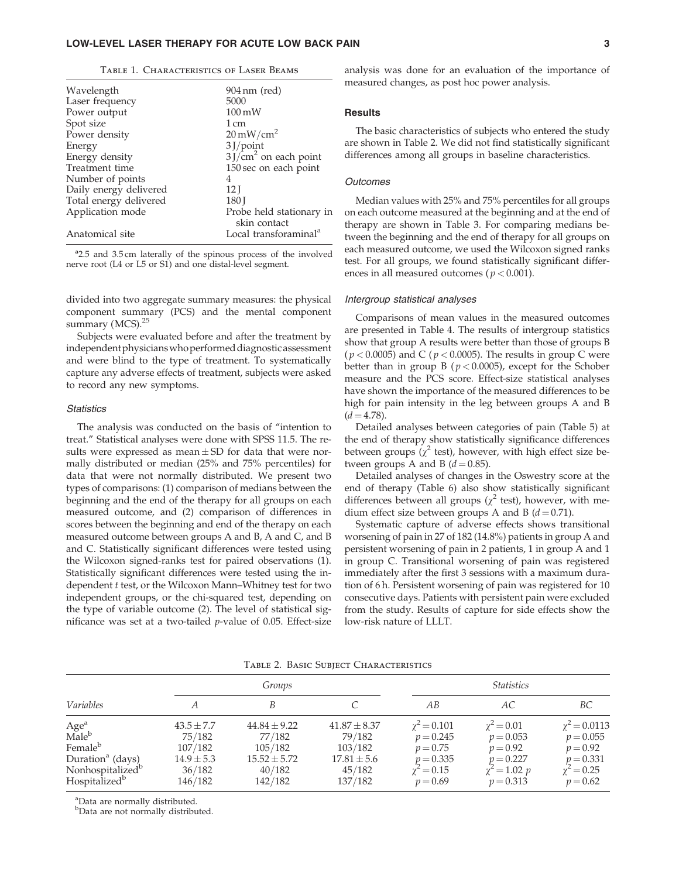Table 1. Characteristics of Laser Beams

| | |
|---|---|
| Wavelength | 904 nm (red) |
| Laser frequency | 5000 |
| Power output | 100 mW |
| Spot size | 1 cm |
| Power density | $20\,mW/cm^2$ |
| Energy | 3 J/point |
| Energy density | $3\,J/cm^2$ on each point |
| Treatment time | 150 sec on each point |
| Number of points | 4 |
| Daily energy delivered | 12 J |
| Total energy delivered | 180 J |
| Application mode | Probe held stationary in skin contact |
| Anatomical site | Local transforaminal[a] |

[a]2.5 and 3.5 cm laterally of the spinous process of the involved nerve root (L4 or L5 or S1) and one distal-level segment.

divided into two aggregate summary measures: the physical component summary (PCS) and the mental component summary (MCS).[25]

Subjects were evaluated before and after the treatment by independent physicians who performed diagnostic assessment and were blind to the type of treatment. To systematically capture any adverse effects of treatment, subjects were asked to record any new symptoms.

### *Statistics*

The analysis was conducted on the basis of "intention to treat." Statistical analyses were done with SPSS 11.5. The results were expressed as mean ± SD for data that were normally distributed or median (25% and 75% percentiles) for data that were not normally distributed. We present two types of comparisons: (1) comparison of medians between the beginning and the end of the therapy for all groups on each measured outcome, and (2) comparison of differences in scores between the beginning and end of the therapy on each measured outcome between groups A and B, A and C, and B and C. Statistically significant differences were tested using the Wilcoxon signed-ranks test for paired observations (1). Statistically significant differences were tested using the independent *t* test, or the Wilcoxon Mann–Whitney test for two independent groups, or the chi-squared test, depending on the type of variable outcome (2). The level of statistical significance was set at a two-tailed *p*-value of 0.05. Effect-size analysis was done for an evaluation of the importance of measured changes, as post hoc power analysis.

## Results

The basic characteristics of subjects who entered the study are shown in Table 2. We did not find statistically significant differences among all groups in baseline characteristics.

### *Outcomes*

Median values with 25% and 75% percentiles for all groups on each outcome measured at the beginning and at the end of therapy are shown in Table 3. For comparing medians between the beginning and the end of therapy for all groups on each measured outcome, we used the Wilcoxon signed ranks test. For all groups, we found statistically significant differences in all measured outcomes ($p < 0.001$).

### *Intergroup statistical analyses*

Comparisons of mean values in the measured outcomes are presented in Table 4. The results of intergroup statistics show that group A results were better than those of groups B ($p < 0.0005$) and C ($p < 0.0005$). The results in group C were better than in group B ($p < 0.0005$), except for the Schober measure and the PCS score. Effect-size statistical analyses have shown the importance of the measured differences to be high for pain intensity in the leg between groups A and B ($d = 4.78$).

Detailed analyses between categories of pain (Table 5) at the end of therapy show statistically significance differences between groups ($\chi^2$ test), however, with high effect size between groups A and B ($d = 0.85$).

Detailed analyses of changes in the Oswestry score at the end of therapy (Table 6) also show statistically significant differences between all groups ($\chi^2$ test), however, with medium effect size between groups A and B ($d = 0.71$).

Systematic capture of adverse effects shows transitional worsening of pain in 27 of 182 (14.8%) patients in group A and persistent worsening of pain in 2 patients, 1 in group A and 1 in group C. Transitional worsening of pain was registered immediately after the first 3 sessions with a maximum duration of 6 h. Persistent worsening of pain was registered for 10 consecutive days. Patients with persistent pain were excluded from the study. Results of capture for side effects show the low-risk nature of LLLT.

Table 2. Basic Subject Characteristics

| *Variables* | *Groups* | | | *Statistics* | | |
|---|---|---|---|---|---|---|
| | *A* | *B* | *C* | *AB* | *AC* | *BC* |
| Age[a] | 43.5 ± 7.7 | 44.84 ± 9.22 | 41.87 ± 8.37 | $\chi^2 = 0.101$ | $\chi^2 = 0.01$ | $\chi^2 = 0.0113$ |
| Male[b] | 75/182 | 77/182 | 79/182 | $p = 0.245$ | $p = 0.053$ | $p = 0.055$ |
| Female[b] | 107/182 | 105/182 | 103/182 | $p = 0.75$ | $p = 0.92$ | $p = 0.92$ |
| Duration[a] (days) | 14.9 ± 5.3 | 15.52 ± 5.72 | 17.81 ± 5.6 | $p = 0.335$ | $p = 0.227$ | $p = 0.331$ |
| Nonhospitalized[b] | 36/182 | 40/182 | 45/182 | $\chi^2 = 0.15$ | $\chi^2 = 1.02$ *p* | $\chi^2 = 0.25$ |
| Hospitalized[b] | 146/182 | 142/182 | 137/182 | $p = 0.69$ | $p = 0.313$ | $p = 0.62$ |

[a]Data are normally distributed.
[b]Data are not normally distributed.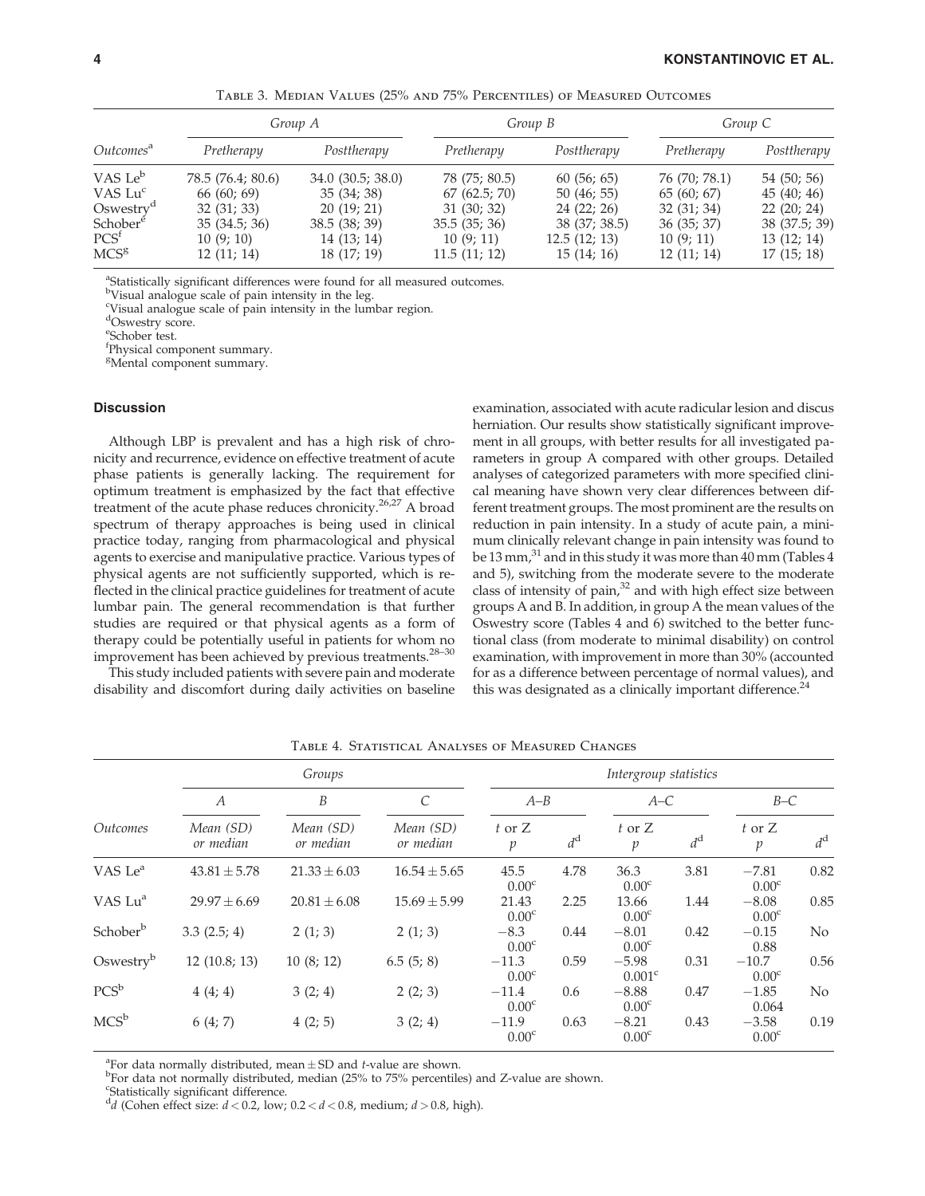Table 3. Median Values (25% and 75% Percentiles) of Measured Outcomes

| Outcomes[a] | Group A | | Group B | | Group C | |
|---|---|---|---|---|---|---|
| | Pretherapy | Posttherapy | Pretherapy | Posttherapy | Pretherapy | Posttherapy |
| VAS Le[b] | 78.5 (76.4; 80.6) | 34.0 (30.5; 38.0) | 78 (75; 80.5) | 60 (56; 65) | 76 (70; 78.1) | 54 (50; 56) |
| VAS Lu[c] | 66 (60; 69) | 35 (34; 38) | 67 (62.5; 70) | 50 (46; 55) | 65 (60; 67) | 45 (40; 46) |
| Oswestry[d] | 32 (31; 33) | 20 (19; 21) | 31 (30; 32) | 24 (22; 26) | 32 (31; 34) | 22 (20; 24) |
| Schober[e] | 35 (34.5; 36) | 38.5 (38; 39) | 35.5 (35; 36) | 38 (37; 38.5) | 36 (35; 37) | 38 (37.5; 39) |
| PCS[f] | 10 (9; 10) | 14 (13; 14) | 10 (9; 11) | 12.5 (12; 13) | 10 (9; 11) | 13 (12; 14) |
| MCS[g] | 12 (11; 14) | 18 (17; 19) | 11.5 (11; 12) | 15 (14; 16) | 12 (11; 14) | 17 (15; 18) |

[a]Statistically significant differences were found for all measured outcomes.
[b]Visual analogue scale of pain intensity in the leg.
[c]Visual analogue scale of pain intensity in the lumbar region.
[d]Oswestry score.
[e]Schober test.
[f]Physical component summary.
[g]Mental component summary.

## Discussion

Although LBP is prevalent and has a high risk of chronicity and recurrence, evidence on effective treatment of acute phase patients is generally lacking. The requirement for optimum treatment is emphasized by the fact that effective treatment of the acute phase reduces chronicity.[26,27] A broad spectrum of therapy approaches is being used in clinical practice today, ranging from pharmacological and physical agents to exercise and manipulative practice. Various types of physical agents are not sufficiently supported, which is reflected in the clinical practice guidelines for treatment of acute lumbar pain. The general recommendation is that further studies are required or that physical agents as a form of therapy could be potentially useful in patients for whom no improvement has been achieved by previous treatments.[28–30]

This study included patients with severe pain and moderate disability and discomfort during daily activities on baseline examination, associated with acute radicular lesion and discus herniation. Our results show statistically significant improvement in all groups, with better results for all investigated parameters in group A compared with other groups. Detailed analyses of categorized parameters with more specified clinical meaning have shown very clear differences between different treatment groups. The most prominent are the results on reduction in pain intensity. In a study of acute pain, a minimum clinically relevant change in pain intensity was found to be 13 mm,[31] and in this study it was more than 40 mm (Tables 4 and 5), switching from the moderate severe to the moderate class of intensity of pain,[32] and with high effect size between groups A and B. In addition, in group A the mean values of the Oswestry score (Tables 4 and 6) switched to the better functional class (from moderate to minimal disability) on control examination, with improvement in more than 30% (accounted for as a difference between percentage of normal values), and this was designated as a clinically important difference.[24]

Table 4. Statistical Analyses of Measured Changes

| Outcomes | Groups | | | Intergroup statistics | | | | | |
|---|---|---|---|---|---|---|---|---|---|
| | A | B | C | A–B | | A–C | | B–C | |
| | Mean (SD) or median | Mean (SD) or median | Mean (SD) or median | t or Z p | $d$[d] | t or Z p | $d$[d] | t or Z p | $d$[d] |
| VAS Le[a] | $43.81 \pm 5.78$ | $21.33 \pm 6.03$ | $16.54 \pm 5.65$ | 45.5 0.00[c] | 4.78 | 36.3 0.00[c] | 3.81 | −7.81 0.00[c] | 0.82 |
| VAS Lu[a] | $29.97 \pm 6.69$ | $20.81 \pm 6.08$ | $15.69 \pm 5.99$ | 21.43 0.00[c] | 2.25 | 13.66 0.00[c] | 1.44 | −8.08 0.00[c] | 0.85 |
| Schober[b] | 3.3 (2.5; 4) | 2 (1; 3) | 2 (1; 3) | −8.3 0.00[c] | 0.44 | −8.01 0.00[c] | 0.42 | −0.15 0.88 | No |
| Oswestry[b] | 12 (10.8; 13) | 10 (8; 12) | 6.5 (5; 8) | −11.3 0.00[c] | 0.59 | −5.98 0.001[c] | 0.31 | −10.7 0.00[c] | 0.56 |
| PCS[b] | 4 (4; 4) | 3 (2; 4) | 2 (2; 3) | −11.4 0.00[c] | 0.6 | −8.88 0.00[c] | 0.47 | −1.85 0.064 | No |
| MCS[b] | 6 (4; 7) | 4 (2; 5) | 3 (2; 4) | −11.9 0.00[c] | 0.63 | −8.21 0.00[c] | 0.43 | −3.58 0.00[c] | 0.19 |

[a]For data normally distributed, mean ± SD and *t*-value are shown.
[b]For data not normally distributed, median (25% to 75% percentiles) and Z-value are shown.
[c]Statistically significant difference.
[d]$d$ (Cohen effect size: $d < 0.2$, low; $0.2 < d < 0.8$, medium; $d > 0.8$, high).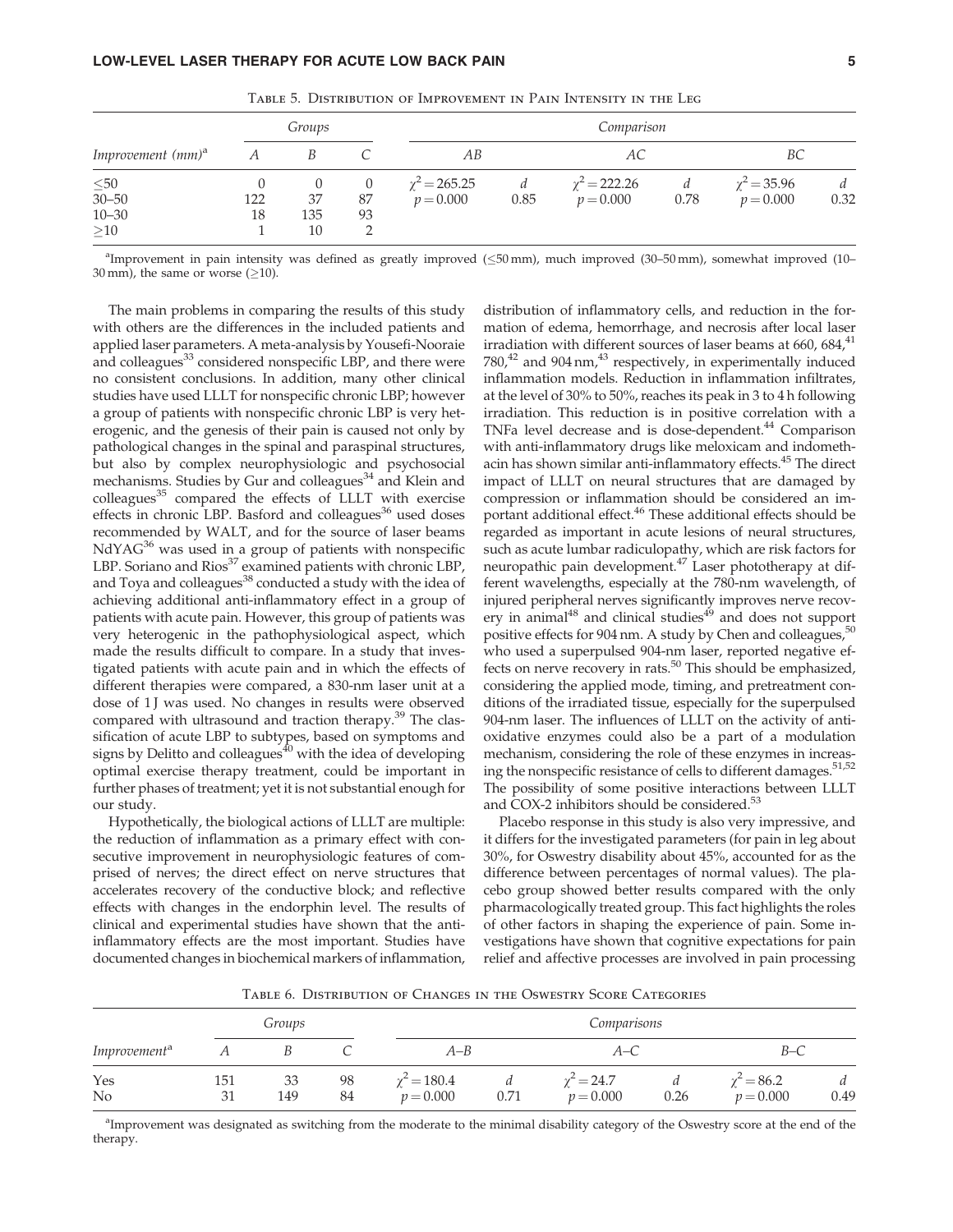Table 5. Distribution of Improvement in Pain Intensity in the Leg

| *Improvement (mm)*[a] | *Groups* | | | *Comparison* | | | | | |
|---|---|---|---|---|---|---|---|---|---|
| | *A* | *B* | *C* | *AB* | | *AC* | | *BC* | |
| ≤50 | 0 | 0 | 0 | $\chi^2 = 265.25$ | *d* | $\chi^2 = 222.26$ | *d* | $\chi^2 = 35.96$ | *d* |
| 30–50 | 122 | 37 | 87 | $p = 0.000$ | 0.85 | $p = 0.000$ | 0.78 | $p = 0.000$ | 0.32 |
| 10–30 | 18 | 135 | 93 | | | | | | |
| ≥10 | 1 | 10 | 2 | | | | | | |

[a]Improvement in pain intensity was defined as greatly improved (≤50 mm), much improved (30–50 mm), somewhat improved (10–30 mm), the same or worse (≥10).

The main problems in comparing the results of this study with others are the differences in the included patients and applied laser parameters. A meta-analysis by Yousefi-Nooraie and colleagues[33] considered nonspecific LBP, and there were no consistent conclusions. In addition, many other clinical studies have used LLLT for nonspecific chronic LBP; however a group of patients with nonspecific chronic LBP is very heterogenic, and the genesis of their pain is caused not only by pathological changes in the spinal and paraspinal structures, but also by complex neurophysiologic and psychosocial mechanisms. Studies by Gur and colleagues[34] and Klein and colleagues[35] compared the effects of LLLT with exercise effects in chronic LBP. Basford and colleagues[36] used doses recommended by WALT, and for the source of laser beams NdYAG[36] was used in a group of patients with nonspecific LBP. Soriano and Rios[37] examined patients with chronic LBP, and Toya and colleagues[38] conducted a study with the idea of achieving additional anti-inflammatory effect in a group of patients with acute pain. However, this group of patients was very heterogenic in the pathophysiological aspect, which made the results difficult to compare. In a study that investigated patients with acute pain and in which the effects of different therapies were compared, a 830-nm laser unit at a dose of 1 J was used. No changes in results were observed compared with ultrasound and traction therapy.[39] The classification of acute LBP to subtypes, based on symptoms and signs by Delitto and colleagues[40] with the idea of developing optimal exercise therapy treatment, could be important in further phases of treatment; yet it is not substantial enough for our study.

Hypothetically, the biological actions of LLLT are multiple: the reduction of inflammation as a primary effect with consecutive improvement in neurophysiologic features of comprised of nerves; the direct effect on nerve structures that accelerates recovery of the conductive block; and reflective effects with changes in the endorphin level. The results of clinical and experimental studies have shown that the anti-inflammatory effects are the most important. Studies have documented changes in biochemical markers of inflammation, distribution of inflammatory cells, and reduction in the formation of edema, hemorrhage, and necrosis after local laser irradiation with different sources of laser beams at 660, 684,[41] 780,[42] and 904 nm,[43] respectively, in experimentally induced inflammation models. Reduction in inflammation infiltrates, at the level of 30% to 50%, reaches its peak in 3 to 4 h following irradiation. This reduction is in positive correlation with a TNFa level decrease and is dose-dependent.[44] Comparison with anti-inflammatory drugs like meloxicam and indomethacin has shown similar anti-inflammatory effects.[45] The direct impact of LLLT on neural structures that are damaged by compression or inflammation should be considered an important additional effect.[46] These additional effects should be regarded as important in acute lesions of neural structures, such as acute lumbar radiculopathy, which are risk factors for neuropathic pain development.[47] Laser phototherapy at different wavelengths, especially at the 780-nm wavelength, of injured peripheral nerves significantly improves nerve recovery in animal[48] and clinical studies[49] and does not support positive effects for 904 nm. A study by Chen and colleagues,[50] who used a superpulsed 904-nm laser, reported negative effects on nerve recovery in rats.[50] This should be emphasized, considering the applied mode, timing, and pretreatment conditions of the irradiated tissue, especially for the superpulsed 904-nm laser. The influences of LLLT on the activity of antioxidative enzymes could also be a part of a modulation mechanism, considering the role of these enzymes in increasing the nonspecific resistance of cells to different damages.[51,52] The possibility of some positive interactions between LLLT and COX-2 inhibitors should be considered.[53]

Placebo response in this study is also very impressive, and it differs for the investigated parameters (for pain in leg about 30%, for Oswestry disability about 45%, accounted for as the difference between percentages of normal values). The placebo group showed better results compared with the only pharmacologically treated group. This fact highlights the roles of other factors in shaping the experience of pain. Some investigations have shown that cognitive expectations for pain relief and affective processes are involved in pain processing

Table 6. Distribution of Changes in the Oswestry Score Categories

| *Improvement*[a] | *Groups* | | | *Comparisons* | | | | | |
|---|---|---|---|---|---|---|---|---|---|
| | *A* | *B* | *C* | *A–B* | | *A–C* | | *B–C* | |
| Yes | 151 | 33 | 98 | $\chi^2 = 180.4$ | *d* | $\chi^2 = 24.7$ | *d* | $\chi^2 = 86.2$ | *d* |
| No | 31 | 149 | 84 | $p = 0.000$ | 0.71 | $p = 0.000$ | 0.26 | $p = 0.000$ | 0.49 |

[a]Improvement was designated as switching from the moderate to the minimal disability category of the Oswestry score at the end of the therapy.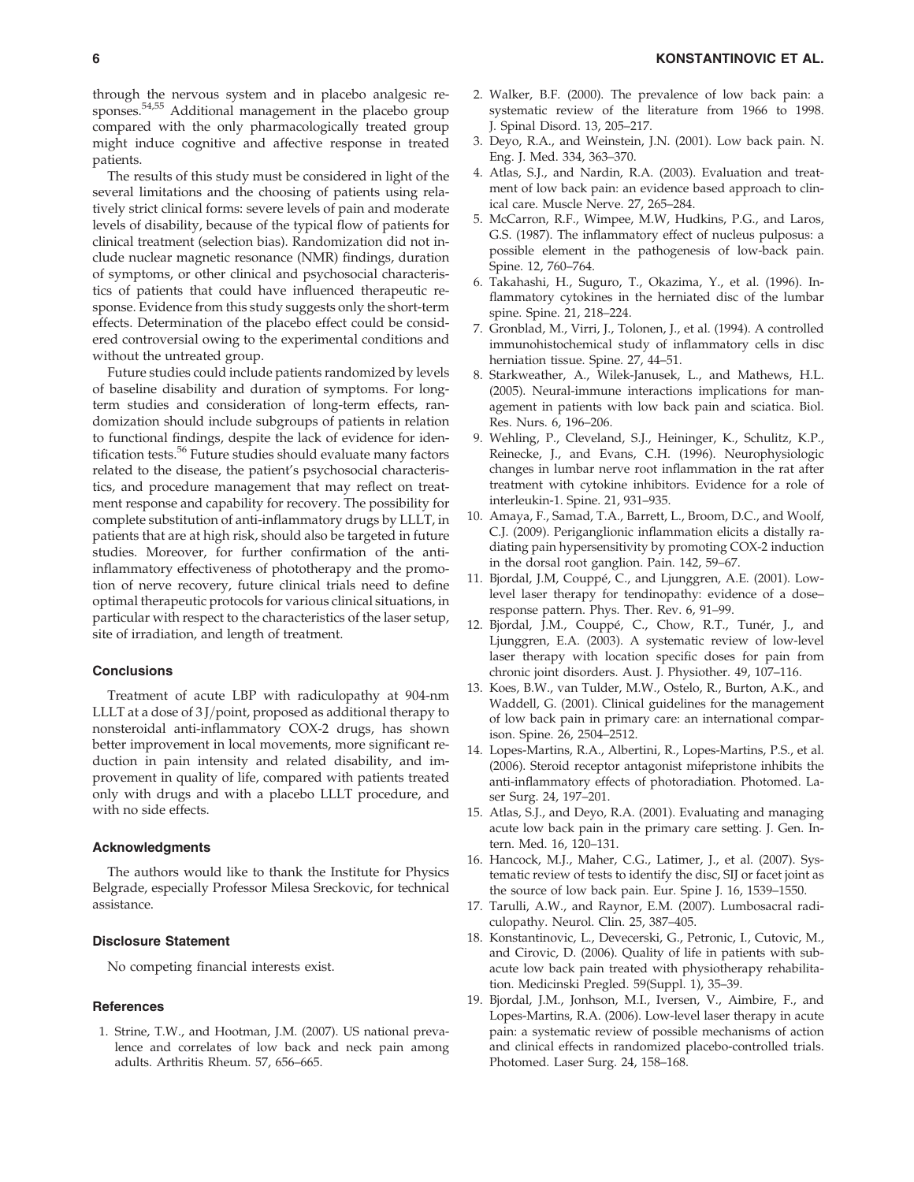through the nervous system and in placebo analgesic responses.[54,55] Additional management in the placebo group compared with the only pharmacologically treated group might induce cognitive and affective response in treated patients.

The results of this study must be considered in light of the several limitations and the choosing of patients using relatively strict clinical forms: severe levels of pain and moderate levels of disability, because of the typical flow of patients for clinical treatment (selection bias). Randomization did not include nuclear magnetic resonance (NMR) findings, duration of symptoms, or other clinical and psychosocial characteristics of patients that could have influenced therapeutic response. Evidence from this study suggests only the short-term effects. Determination of the placebo effect could be considered controversial owing to the experimental conditions and without the untreated group.

Future studies could include patients randomized by levels of baseline disability and duration of symptoms. For long-term studies and consideration of long-term effects, randomization should include subgroups of patients in relation to functional findings, despite the lack of evidence for identification tests.[56] Future studies should evaluate many factors related to the disease, the patient's psychosocial characteristics, and procedure management that may reflect on treatment response and capability for recovery. The possibility for complete substitution of anti-inflammatory drugs by LLLT, in patients that are at high risk, should also be targeted in future studies. Moreover, for further confirmation of the anti-inflammatory effectiveness of phototherapy and the promotion of nerve recovery, future clinical trials need to define optimal therapeutic protocols for various clinical situations, in particular with respect to the characteristics of the laser setup, site of irradiation, and length of treatment.

## Conclusions

Treatment of acute LBP with radiculopathy at 904-nm LLLT at a dose of 3 J/point, proposed as additional therapy to nonsteroidal anti-inflammatory COX-2 drugs, has shown better improvement in local movements, more significant reduction in pain intensity and related disability, and improvement in quality of life, compared with patients treated only with drugs and with a placebo LLLT procedure, and with no side effects.

## Acknowledgments

The authors would like to thank the Institute for Physics Belgrade, especially Professor Milesa Sreckovic, for technical assistance.

## Disclosure Statement

No competing financial interests exist.

## References

1. Strine, T.W., and Hootman, J.M. (2007). US national prevalence and correlates of low back and neck pain among adults. Arthritis Rheum. 57, 656–665.
2. Walker, B.F. (2000). The prevalence of low back pain: a systematic review of the literature from 1966 to 1998. J. Spinal Disord. 13, 205–217.
3. Deyo, R.A., and Weinstein, J.N. (2001). Low back pain. N. Eng. J. Med. 334, 363–370.
4. Atlas, S.J., and Nardin, R.A. (2003). Evaluation and treatment of low back pain: an evidence based approach to clinical care. Muscle Nerve. 27, 265–284.
5. McCarron, R.F., Wimpee, M.W, Hudkins, P.G., and Laros, G.S. (1987). The inflammatory effect of nucleus pulposus: a possible element in the pathogenesis of low-back pain. Spine. 12, 760–764.
6. Takahashi, H., Suguro, T., Okazima, Y., et al. (1996). Inflammatory cytokines in the herniated disc of the lumbar spine. Spine. 21, 218–224.
7. Gronblad, M., Virri, J., Tolonen, J., et al. (1994). A controlled immunohistochemical study of inflammatory cells in disc herniation tissue. Spine. 27, 44–51.
8. Starkweather, A., Wilek-Janusek, L., and Mathews, H.L. (2005). Neural-immune interactions implications for management in patients with low back pain and sciatica. Biol. Res. Nurs. 6, 196–206.
9. Wehling, P., Cleveland, S.J., Heininger, K., Schulitz, K.P., Reinecke, J., and Evans, C.H. (1996). Neurophysiologic changes in lumbar nerve root inflammation in the rat after treatment with cytokine inhibitors. Evidence for a role of interleukin-1. Spine. 21, 931–935.
10. Amaya, F., Samad, T.A., Barrett, L., Broom, D.C., and Woolf, C.J. (2009). Periganglionic inflammation elicits a distally radiating pain hypersensitivity by promoting COX-2 induction in the dorsal root ganglion. Pain. 142, 59–67.
11. Bjordal, J.M, Couppé, C., and Ljunggren, A.E. (2001). Low-level laser therapy for tendinopathy: evidence of a dose–response pattern. Phys. Ther. Rev. 6, 91–99.
12. Bjordal, J.M., Couppé, C., Chow, R.T., Tunér, J., and Ljunggren, E.A. (2003). A systematic review of low-level laser therapy with location specific doses for pain from chronic joint disorders. Aust. J. Physiother. 49, 107–116.
13. Koes, B.W., van Tulder, M.W., Ostelo, R., Burton, A.K., and Waddell, G. (2001). Clinical guidelines for the management of low back pain in primary care: an international comparison. Spine. 26, 2504–2512.
14. Lopes-Martins, R.A., Albertini, R., Lopes-Martins, P.S., et al. (2006). Steroid receptor antagonist mifepristone inhibits the anti-inflammatory effects of photoradiation. Photomed. Laser Surg. 24, 197–201.
15. Atlas, S.J., and Deyo, R.A. (2001). Evaluating and managing acute low back pain in the primary care setting. J. Gen. Intern. Med. 16, 120–131.
16. Hancock, M.J., Maher, C.G., Latimer, J., et al. (2007). Systematic review of tests to identify the disc, SIJ or facet joint as the source of low back pain. Eur. Spine J. 16, 1539–1550.
17. Tarulli, A.W., and Raynor, E.M. (2007). Lumbosacral radiculopathy. Neurol. Clin. 25, 387–405.
18. Konstantinovic, L., Devecerski, G., Petronic, I., Cutovic, M., and Cirovic, D. (2006). Quality of life in patients with subacute low back pain treated with physiotherapy rehabilitation. Medicinski Pregled. 59(Suppl. 1), 35–39.
19. Bjordal, J.M., Jonhson, M.I., Iversen, V., Aimbire, F., and Lopes-Martins, R.A. (2006). Low-level laser therapy in acute pain: a systematic review of possible mechanisms of action and clinical effects in randomized placebo-controlled trials. Photomed. Laser Surg. 24, 158–168.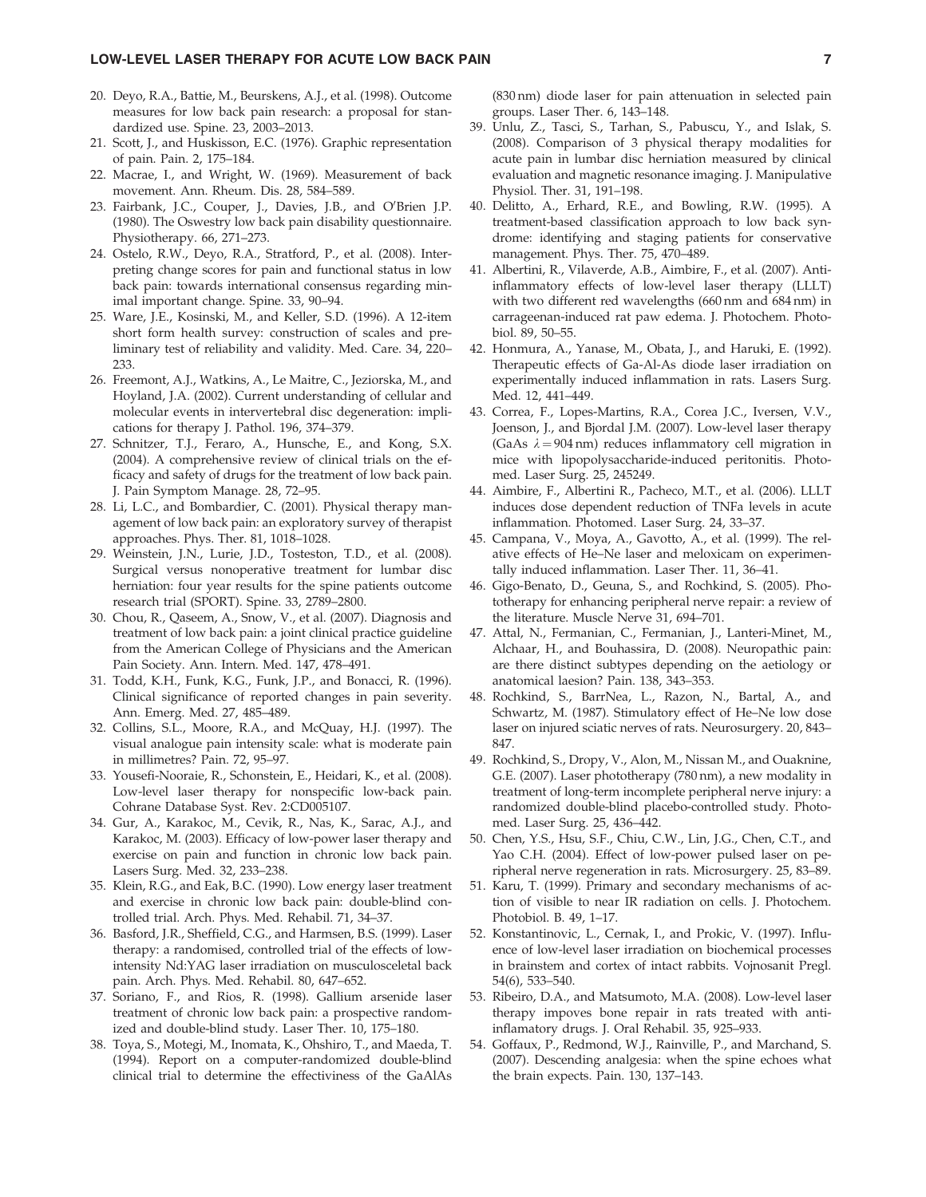20. Deyo, R.A., Battie, M., Beurskens, A.J., et al. (1998). Outcome measures for low back pain research: a proposal for standardized use. Spine. 23, 2003–2013.
21. Scott, J., and Huskisson, E.C. (1976). Graphic representation of pain. Pain. 2, 175–184.
22. Macrae, I., and Wright, W. (1969). Measurement of back movement. Ann. Rheum. Dis. 28, 584–589.
23. Fairbank, J.C., Couper, J., Davies, J.B., and O'Brien J.P. (1980). The Oswestry low back pain disability questionnaire. Physiotherapy. 66, 271–273.
24. Ostelo, R.W., Deyo, R.A., Stratford, P., et al. (2008). Interpreting change scores for pain and functional status in low back pain: towards international consensus regarding minimal important change. Spine. 33, 90–94.
25. Ware, J.E., Kosinski, M., and Keller, S.D. (1996). A 12-item short form health survey: construction of scales and preliminary test of reliability and validity. Med. Care. 34, 220–233.
26. Freemont, A.J., Watkins, A., Le Maitre, C., Jeziorska, M., and Hoyland, J.A. (2002). Current understanding of cellular and molecular events in intervertebral disc degeneration: implications for therapy J. Pathol. 196, 374–379.
27. Schnitzer, T.J., Feraro, A., Hunsche, E., and Kong, S.X. (2004). A comprehensive review of clinical trials on the efficacy and safety of drugs for the treatment of low back pain. J. Pain Symptom Manage. 28, 72–95.
28. Li, L.C., and Bombardier, C. (2001). Physical therapy management of low back pain: an exploratory survey of therapist approaches. Phys. Ther. 81, 1018–1028.
29. Weinstein, J.N., Lurie, J.D., Tosteston, T.D., et al. (2008). Surgical versus nonoperative treatment for lumbar disc herniation: four year results for the spine patients outcome research trial (SPORT). Spine. 33, 2789–2800.
30. Chou, R., Qaseem, A., Snow, V., et al. (2007). Diagnosis and treatment of low back pain: a joint clinical practice guideline from the American College of Physicians and the American Pain Society. Ann. Intern. Med. 147, 478–491.
31. Todd, K.H., Funk, K.G., Funk, J.P., and Bonacci, R. (1996). Clinical significance of reported changes in pain severity. Ann. Emerg. Med. 27, 485–489.
32. Collins, S.L., Moore, R.A., and McQuay, H.J. (1997). The visual analogue pain intensity scale: what is moderate pain in millimetres? Pain. 72, 95–97.
33. Yousefi-Nooraie, R., Schonstein, E., Heidari, K., et al. (2008). Low-level laser therapy for nonspecific low-back pain. Cohrane Database Syst. Rev. 2:CD005107.
34. Gur, A., Karakoc, M., Cevik, R., Nas, K., Sarac, A.J., and Karakoc, M. (2003). Efficacy of low-power laser therapy and exercise on pain and function in chronic low back pain. Lasers Surg. Med. 32, 233–238.
35. Klein, R.G., and Eak, B.C. (1990). Low energy laser treatment and exercise in chronic low back pain: double-blind controlled trial. Arch. Phys. Med. Rehabil. 71, 34–37.
36. Basford, J.R., Sheffield, C.G., and Harmsen, B.S. (1999). Laser therapy: a randomised, controlled trial of the effects of low-intensity Nd:YAG laser irradiation on musculosceletal back pain. Arch. Phys. Med. Rehabil. 80, 647–652.
37. Soriano, F., and Rios, R. (1998). Gallium arsenide laser treatment of chronic low back pain: a prospective randomized and double-blind study. Laser Ther. 10, 175–180.
38. Toya, S., Motegi, M., Inomata, K., Ohshiro, T., and Maeda, T. (1994). Report on a computer-randomized double-blind clinical trial to determine the effectiviness of the GaAlAs (830 nm) diode laser for pain attenuation in selected pain groups. Laser Ther. 6, 143–148.
39. Unlu, Z., Tasci, S., Tarhan, S., Pabuscu, Y., and Islak, S. (2008). Comparison of 3 physical therapy modalities for acute pain in lumbar disc herniation measured by clinical evaluation and magnetic resonance imaging. J. Manipulative Physiol. Ther. 31, 191–198.
40. Delitto, A., Erhard, R.E., and Bowling, R.W. (1995). A treatment-based classification approach to low back syndrome: identifying and staging patients for conservative management. Phys. Ther. 75, 470–489.
41. Albertini, R., Vilaverde, A.B., Aimbire, F., et al. (2007). Anti-inflammatory effects of low-level laser therapy (LLLT) with two different red wavelengths (660 nm and 684 nm) in carrageenan-induced rat paw edema. J. Photochem. Photobiol. 89, 50–55.
42. Honmura, A., Yanase, M., Obata, J., and Haruki, E. (1992). Therapeutic effects of Ga-Al-As diode laser irradiation on experimentally induced inflammation in rats. Lasers Surg. Med. 12, 441–449.
43. Correa, F., Lopes-Martins, R.A., Corea J.C., Iversen, V.V., Joenson, J., and Bjordal J.M. (2007). Low-level laser therapy (GaAs $\lambda = 904$ nm) reduces inflammatory cell migration in mice with lipopolysaccharide-induced peritonitis. Photomed. Laser Surg. 25, 245249.
44. Aimbire, F., Albertini R., Pacheco, M.T., et al. (2006). LLLT induces dose dependent reduction of TNFa levels in acute inflammation. Photomed. Laser Surg. 24, 33–37.
45. Campana, V., Moya, A., Gavotto, A., et al. (1999). The relative effects of He–Ne laser and meloxicam on experimentally induced inflammation. Laser Ther. 11, 36–41.
46. Gigo-Benato, D., Geuna, S., and Rochkind, S. (2005). Phototherapy for enhancing peripheral nerve repair: a review of the literature. Muscle Nerve 31, 694–701.
47. Attal, N., Fermanian, C., Fermanian, J., Lanteri-Minet, M., Alchaar, H., and Bouhassira, D. (2008). Neuropathic pain: are there distinct subtypes depending on the aetiology or anatomical laesion? Pain. 138, 343–353.
48. Rochkind, S., BarrNea, L., Razon, N., Bartal, A., and Schwartz, M. (1987). Stimulatory effect of He–Ne low dose laser on injured sciatic nerves of rats. Neurosurgery. 20, 843–847.
49. Rochkind, S., Dropy, V., Alon, M., Nissan M., and Ouaknine, G.E. (2007). Laser phototherapy (780 nm), a new modality in treatment of long-term incomplete peripheral nerve injury: a randomized double-blind placebo-controlled study. Photomed. Laser Surg. 25, 436–442.
50. Chen, Y.S., Hsu, S.F., Chiu, C.W., Lin, J.G., Chen, C.T., and Yao C.H. (2004). Effect of low-power pulsed laser on peripheral nerve regeneration in rats. Microsurgery. 25, 83–89.
51. Karu, T. (1999). Primary and secondary mechanisms of action of visible to near IR radiation on cells. J. Photochem. Photobiol. B. 49, 1–17.
52. Konstantinovic, L., Cernak, I., and Prokic, V. (1997). Influence of low-level laser irradiation on biochemical processes in brainstem and cortex of intact rabbits. Vojnosanit Pregl. 54(6), 533–540.
53. Ribeiro, D.A., and Matsumoto, M.A. (2008). Low-level laser therapy impoves bone repair in rats treated with anti-inflamatory drugs. J. Oral Rehabil. 35, 925–933.
54. Goffaux, P., Redmond, W.J., Rainville, P., and Marchand, S. (2007). Descending analgesia: when the spine echoes what the brain expects. Pain. 130, 137–143.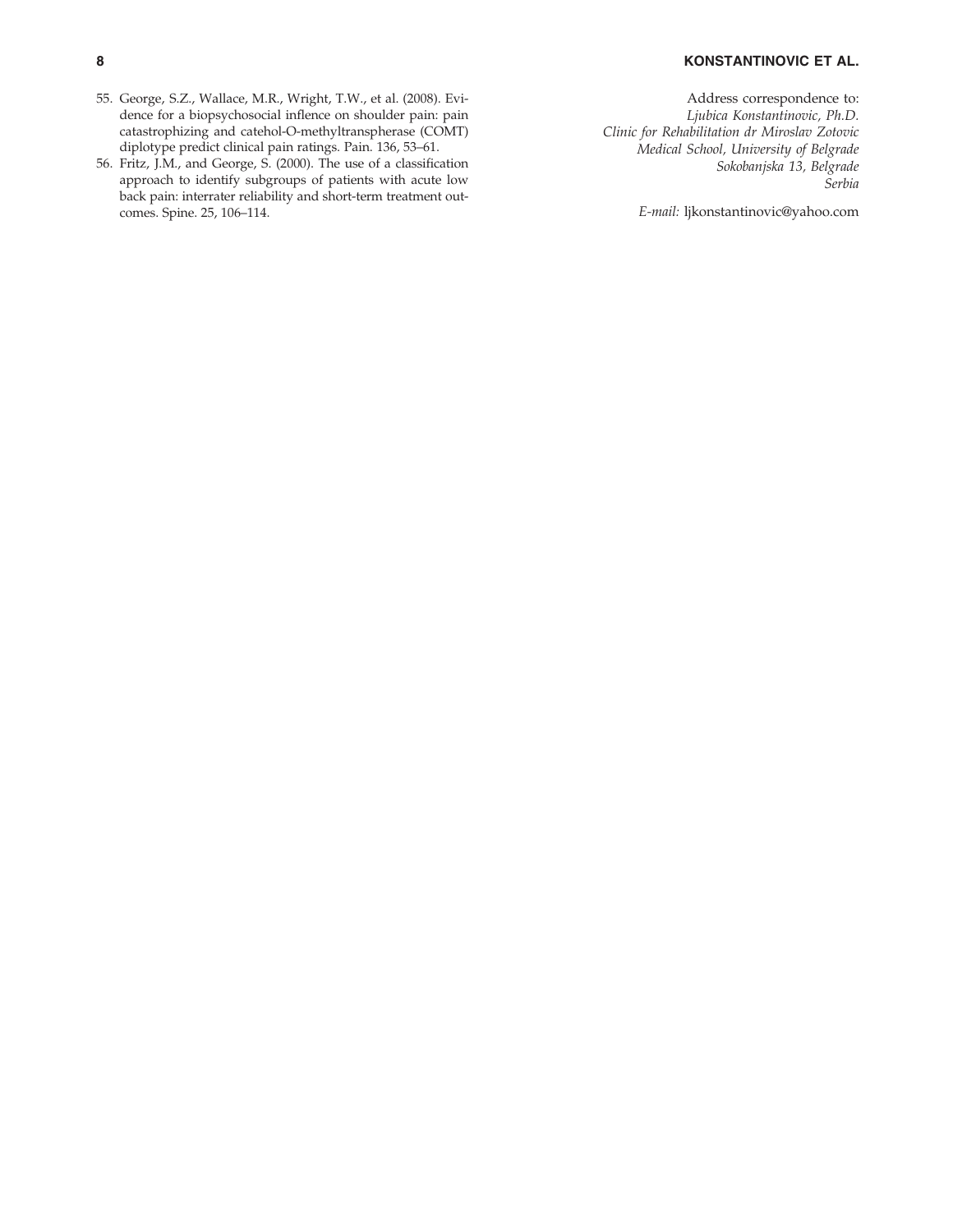55. George, S.Z., Wallace, M.R., Wright, T.W., et al. (2008). Evidence for a biopsychosocial inflence on shoulder pain: pain catastrophizing and catehol-O-methyltranspherase (COMT) diplotype predict clinical pain ratings. Pain. 136, 53–61.
56. Fritz, J.M., and George, S. (2000). The use of a classification approach to identify subgroups of patients with acute low back pain: interrater reliability and short-term treatment outcomes. Spine. 25, 106–114.

Address correspondence to:
*Ljubica Konstantinovic, Ph.D.*
*Clinic for Rehabilitation dr Miroslav Zotovic*
*Medical School, University of Belgrade*
*Sokobanjska 13, Belgrade*
*Serbia*

*E-mail:* ljkonstantinovic@yahoo.com